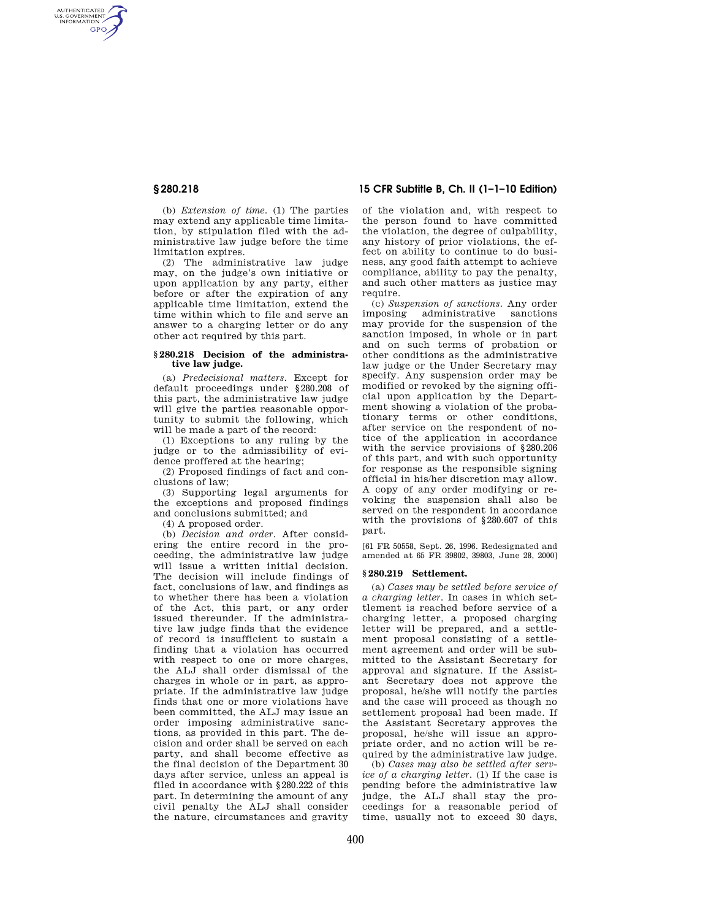(b) *Extension of time.* (1) The parties may extend any applicable time limitation, by stipulation filed with the administrative law judge before the time limitation expires.

(2) The administrative law judge may, on the judge's own initiative or upon application by any party, either before or after the expiration of any applicable time limitation, extend the time within which to file and serve an answer to a charging letter or do any other act required by this part.

### § 280.218 Decision of the administrative law judge.

(a) *Predecisional matters.* Except for default proceedings under § 280.208 of this part, the administrative law judge will give the parties reasonable opportunity to submit the following, which will be made a part of the record:

(1) Exceptions to any ruling by the judge or to the admissibility of evidence proffered at the hearing;

(2) Proposed findings of fact and conclusions of law;

(3) Supporting legal arguments for the exceptions and proposed findings and conclusions submitted; and

(4) A proposed order.

(b) *Decision and order.* After considering the entire record in the proceeding, the administrative law judge will issue a written initial decision. The decision will include findings of fact, conclusions of law, and findings as to whether there has been a violation of the Act, this part, or any order issued thereunder. If the administrative law judge finds that the evidence of record is insufficient to sustain a finding that a violation has occurred with respect to one or more charges, the ALJ shall order dismissal of the charges in whole or in part, as appropriate. If the administrative law judge finds that one or more violations have been committed, the ALJ may issue an order imposing administrative sanctions, as provided in this part. The decision and order shall be served on each party, and shall become effective as the final decision of the Department 30 days after service, unless an appeal is filed in accordance with § 280.222 of this part. In determining the amount of any civil penalty the ALJ shall consider the nature, circumstances and gravity of the violation and, with respect to the person found to have committed the violation, the degree of culpability, any history of prior violations, the effect on ability to continue to do business, any good faith attempt to achieve compliance, ability to pay the penalty, and such other matters as justice may require.

(c) *Suspension of sanctions.* Any order imposing administrative sanctions may provide for the suspension of the sanction imposed, in whole or in part and on such terms of probation or other conditions as the administrative law judge or the Under Secretary may specify. Any suspension order may be modified or revoked by the signing official upon application by the Department showing a violation of the probationary terms or other conditions, after service on the respondent of notice of the application in accordance with the service provisions of § 280.206 of this part, and with such opportunity for response as the responsible signing official in his/her discretion may allow. A copy of any order modifying or revoking the suspension shall also be served on the respondent in accordance with the provisions of § 280.607 of this part.

[61 FR 50558, Sept. 26, 1996. Redesignated and amended at 65 FR 39802, 39803, June 28, 2000]

### § 280.219 Settlement.

(a) *Cases may be settled before service of a charging letter.* In cases in which settlement is reached before service of a charging letter, a proposed charging letter will be prepared, and a settlement proposal consisting of a settlement agreement and order will be submitted to the Assistant Secretary for approval and signature. If the Assistant Secretary does not approve the proposal, he/she will notify the parties and the case will proceed as though no settlement proposal had been made. If the Assistant Secretary approves the proposal, he/she will issue an appropriate order, and no action will be required by the administrative law judge.

(b) *Cases may also be settled after service of a charging letter.* (1) If the case is pending before the administrative law judge, the ALJ shall stay the proceedings for a reasonable period of time, usually not to exceed 30 days,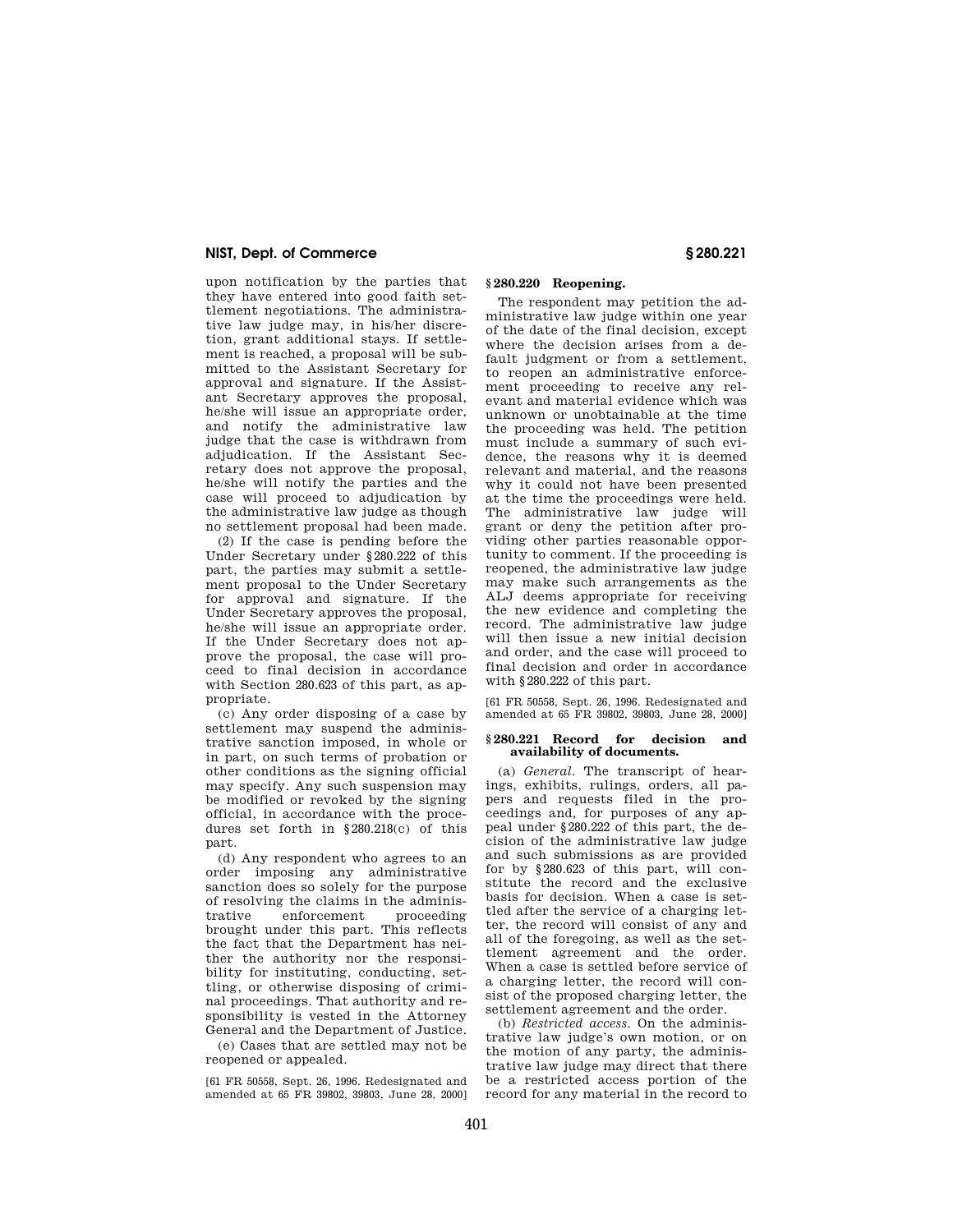upon notification by the parties that they have entered into good faith settlement negotiations. The administrative law judge may, in his/her discretion, grant additional stays. If settlement is reached, a proposal will be submitted to the Assistant Secretary for approval and signature. If the Assistant Secretary approves the proposal, he/she will issue an appropriate order, and notify the administrative law judge that the case is withdrawn from adjudication. If the Assistant Secretary does not approve the proposal, he/she will notify the parties and the case will proceed to adjudication by the administrative law judge as though no settlement proposal had been made.

(2) If the case is pending before the Under Secretary under §280.222 of this part, the parties may submit a settlement proposal to the Under Secretary for approval and signature. If the Under Secretary approves the proposal, he/she will issue an appropriate order. If the Under Secretary does not approve the proposal, the case will proceed to final decision in accordance with Section 280.623 of this part, as appropriate.

(c) Any order disposing of a case by settlement may suspend the administrative sanction imposed, in whole or in part, on such terms of probation or other conditions as the signing official may specify. Any such suspension may be modified or revoked by the signing official, in accordance with the procedures set forth in §280.218(c) of this part.

(d) Any respondent who agrees to an order imposing any administrative sanction does so solely for the purpose of resolving the claims in the administrative enforcement proceeding brought under this part. This reflects the fact that the Department has neither the authority nor the responsibility for instituting, conducting, settling, or otherwise disposing of criminal proceedings. That authority and responsibility is vested in the Attorney General and the Department of Justice.

(e) Cases that are settled may not be reopened or appealed.

[61 FR 50558, Sept. 26, 1996. Redesignated and amended at 65 FR 39802, 39803, June 28, 2000]

## §280.220 Reopening.

The respondent may petition the administrative law judge within one year of the date of the final decision, except where the decision arises from a default judgment or from a settlement, to reopen an administrative enforcement proceeding to receive any relevant and material evidence which was unknown or unobtainable at the time the proceeding was held. The petition must include a summary of such evidence, the reasons why it is deemed relevant and material, and the reasons why it could not have been presented at the time the proceedings were held. The administrative law judge will grant or deny the petition after providing other parties reasonable opportunity to comment. If the proceeding is reopened, the administrative law judge may make such arrangements as the ALJ deems appropriate for receiving the new evidence and completing the record. The administrative law judge will then issue a new initial decision and order, and the case will proceed to final decision and order in accordance with §280.222 of this part.

[61 FR 50558, Sept. 26, 1996. Redesignated and amended at 65 FR 39802, 39803, June 28, 2000]

## §280.221 Record for decision and availability of documents.

(a) *General.* The transcript of hearings, exhibits, rulings, orders, all papers and requests filed in the proceedings and, for purposes of any appeal under §280.222 of this part, the decision of the administrative law judge and such submissions as are provided for by §280.623 of this part, will constitute the record and the exclusive basis for decision. When a case is settled after the service of a charging letter, the record will consist of any and all of the foregoing, as well as the settlement agreement and the order. When a case is settled before service of a charging letter, the record will consist of the proposed charging letter, the settlement agreement and the order.

(b) *Restricted access.* On the administrative law judge's own motion, or on the motion of any party, the administrative law judge may direct that there be a restricted access portion of the record for any material in the record to